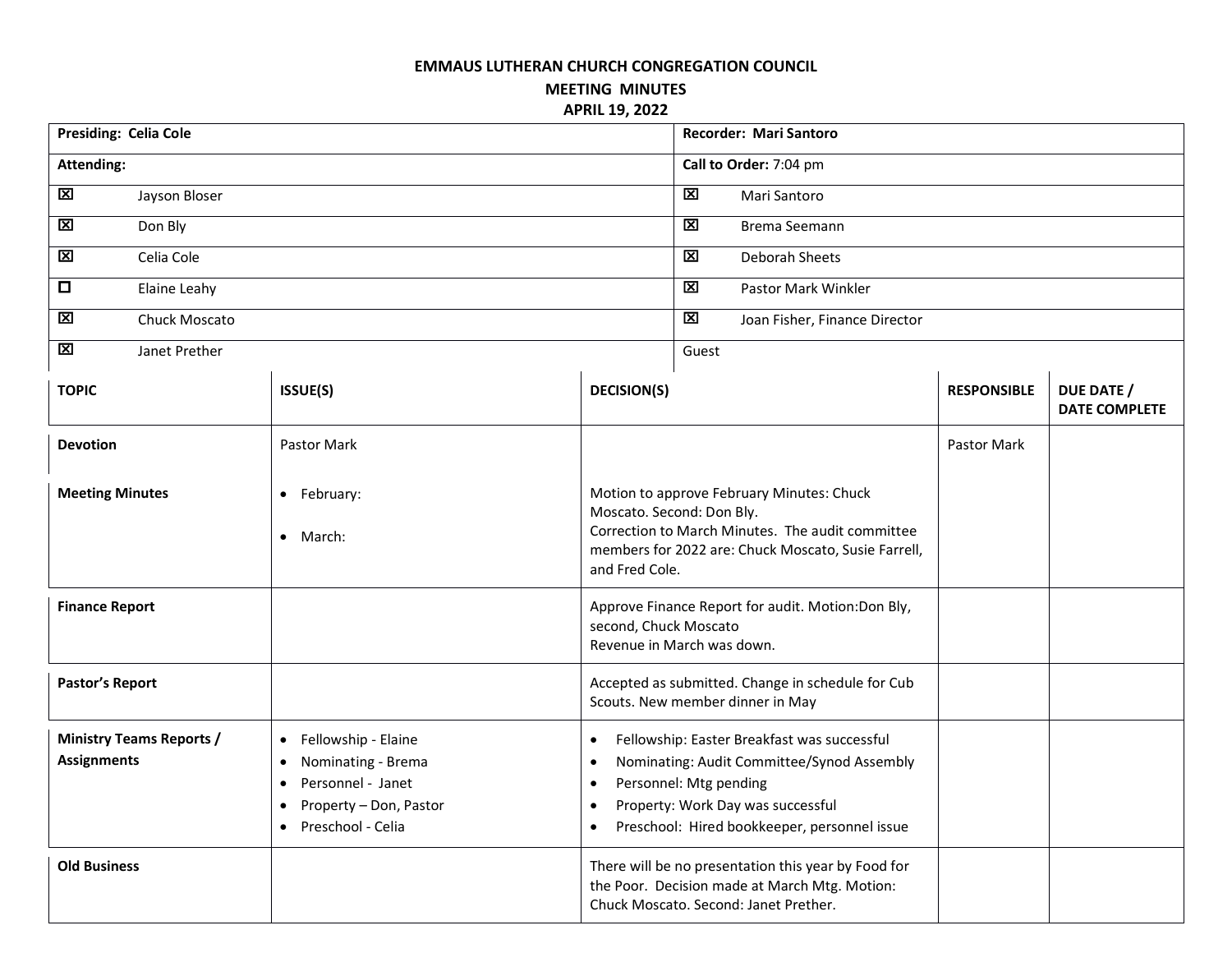**EMMAUS LUTHERAN CHURCH CONGREGATION COUNCIL**
**MEETING MINUTES**
**APRIL 19, 2022**

| **Presiding: Celia Cole** | **Recorder: Mari Santoro** |
|---|---|
| **Attending:** | **Call to Order:** 7:04 pm |
| ☒ Jayson Bloser | ☒ Mari Santoro |
| ☒ Don Bly | ☒ Brema Seemann |
| ☒ Celia Cole | ☒ Deborah Sheets |
| ☐ Elaine Leahy | ☒ Pastor Mark Winkler |
| ☒ Chuck Moscato | ☒ Joan Fisher, Finance Director |
| ☒ Janet Prether | Guest |

| TOPIC | ISSUE(S) | DECISION(S) | RESPONSIBLE | DUE DATE / DATE COMPLETE |
|---|---|---|---|---|
| **Devotion** | Pastor Mark | | Pastor Mark | |
| **Meeting Minutes** | • February:<br>• March: | Motion to approve February Minutes: Chuck Moscato. Second: Don Bly.<br>Correction to March Minutes. The audit committee members for 2022 are: Chuck Moscato, Susie Farrell, and Fred Cole. | | |
| **Finance Report** | | Approve Finance Report for audit. Motion:Don Bly, second, Chuck Moscato<br>Revenue in March was down. | | |
| **Pastor's Report** | | Accepted as submitted. Change in schedule for Cub Scouts. New member dinner in May | | |
| **Ministry Teams Reports / Assignments** | • Fellowship - Elaine<br>• Nominating - Brema<br>• Personnel - Janet<br>• Property – Don, Pastor<br>• Preschool - Celia | • Fellowship: Easter Breakfast was successful<br>• Nominating: Audit Committee/Synod Assembly<br>• Personnel: Mtg pending<br>• Property: Work Day was successful<br>• Preschool: Hired bookkeeper, personnel issue | | |
| **Old Business** | | There will be no presentation this year by Food for the Poor. Decision made at March Mtg. Motion: Chuck Moscato. Second: Janet Prether. | | |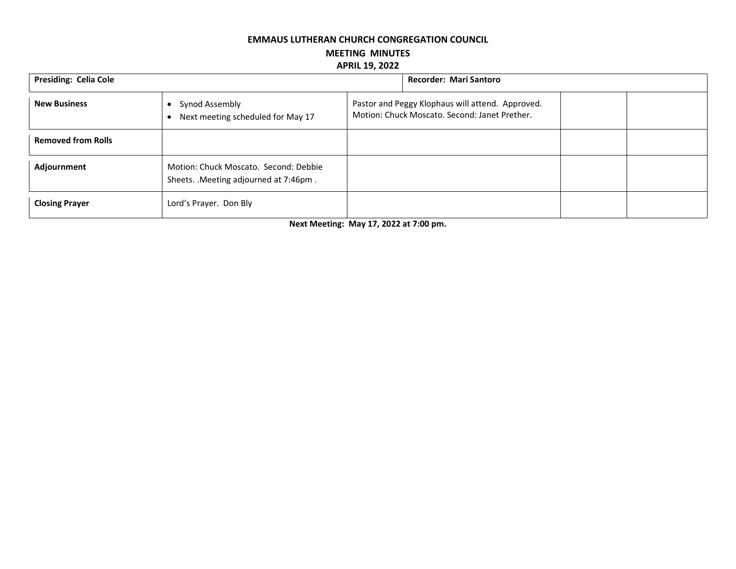**EMMAUS LUTHERAN CHURCH CONGREGATION COUNCIL**

**MEETING MINUTES**

**APRIL 19, 2022**

| **Presiding: Celia Cole** | | **Recorder: Mari Santoro** | | |
|---|---|---|---|---|
| **New Business** | • Synod Assembly<br>• Next meeting scheduled for May 17 | Pastor and Peggy Klophaus will attend. Approved. Motion: Chuck Moscato. Second: Janet Prether. | | |
| **Removed from Rolls** | | | | |
| **Adjournment** | Motion: Chuck Moscato. Second: Debbie Sheets. .Meeting adjourned at 7:46pm . | | | |
| **Closing Prayer** | Lord's Prayer. Don Bly | | | |

**Next Meeting: May 17, 2022 at 7:00 pm.**